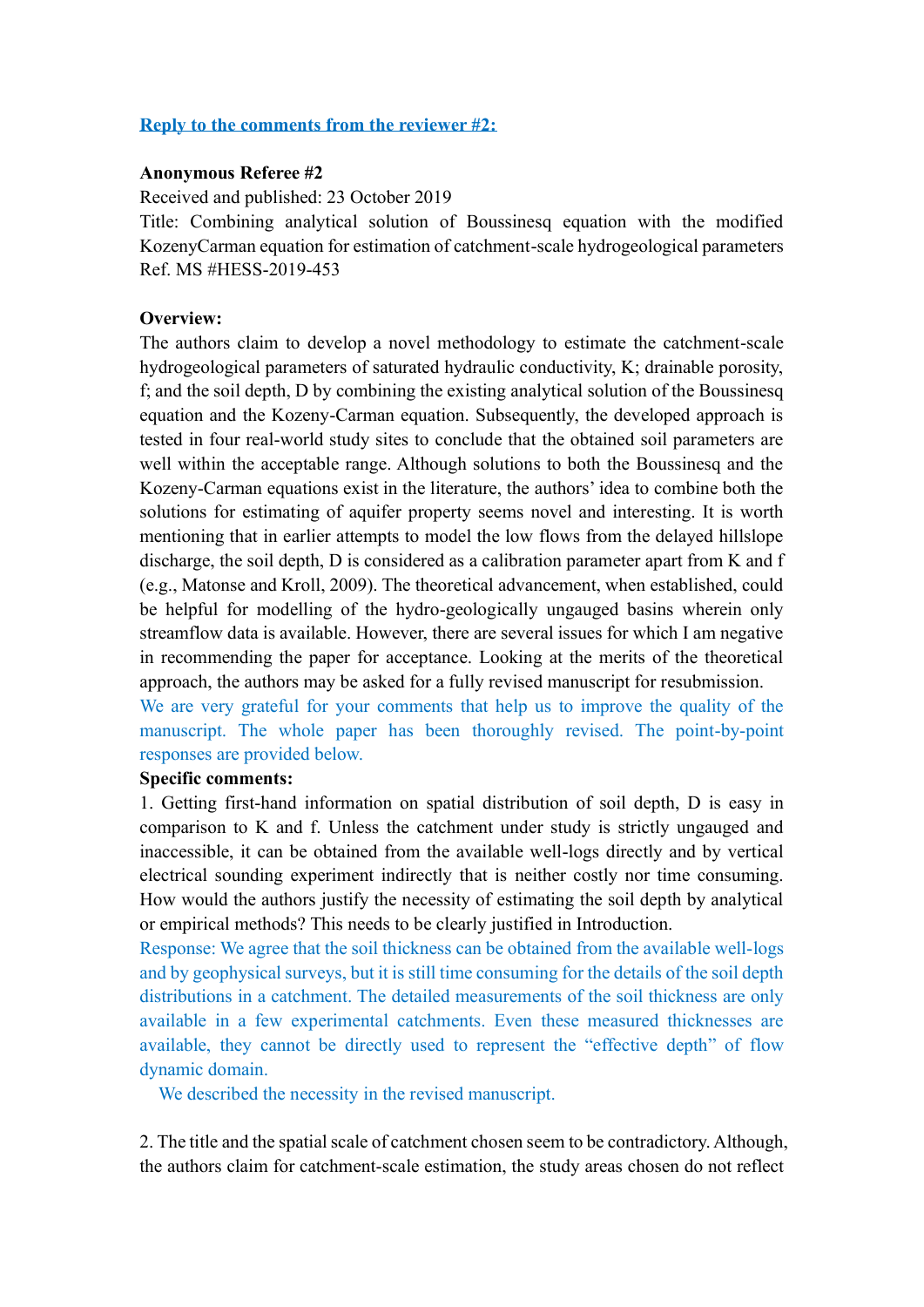**Reply to the comments from the reviewer #2:**

**Anonymous Referee #2**

Received and published: 23 October 2019

Title: Combining analytical solution of Boussinesq equation with the modified KozenyCarman equation for estimation of catchment-scale hydrogeological parameters

Ref. MS #HESS-2019-453

**Overview:**

The authors claim to develop a novel methodology to estimate the catchment-scale hydrogeological parameters of saturated hydraulic conductivity, K; drainable porosity, f; and the soil depth, D by combining the existing analytical solution of the Boussinesq equation and the Kozeny-Carman equation. Subsequently, the developed approach is tested in four real-world study sites to conclude that the obtained soil parameters are well within the acceptable range. Although solutions to both the Boussinesq and the Kozeny-Carman equations exist in the literature, the authors' idea to combine both the solutions for estimating of aquifer property seems novel and interesting. It is worth mentioning that in earlier attempts to model the low flows from the delayed hillslope discharge, the soil depth, D is considered as a calibration parameter apart from K and f (e.g., Matonse and Kroll, 2009). The theoretical advancement, when established, could be helpful for modelling of the hydro-geologically ungauged basins wherein only streamflow data is available. However, there are several issues for which I am negative in recommending the paper for acceptance. Looking at the merits of the theoretical approach, the authors may be asked for a fully revised manuscript for resubmission.

We are very grateful for your comments that help us to improve the quality of the manuscript. The whole paper has been thoroughly revised. The point-by-point responses are provided below.

**Specific comments:**

1. Getting first-hand information on spatial distribution of soil depth, D is easy in comparison to K and f. Unless the catchment under study is strictly ungauged and inaccessible, it can be obtained from the available well-logs directly and by vertical electrical sounding experiment indirectly that is neither costly nor time consuming. How would the authors justify the necessity of estimating the soil depth by analytical or empirical methods? This needs to be clearly justified in Introduction.

Response: We agree that the soil thickness can be obtained from the available well-logs and by geophysical surveys, but it is still time consuming for the details of the soil depth distributions in a catchment. The detailed measurements of the soil thickness are only available in a few experimental catchments. Even these measured thicknesses are available, they cannot be directly used to represent the "effective depth" of flow dynamic domain.

We described the necessity in the revised manuscript.

2. The title and the spatial scale of catchment chosen seem to be contradictory. Although, the authors claim for catchment-scale estimation, the study areas chosen do not reflect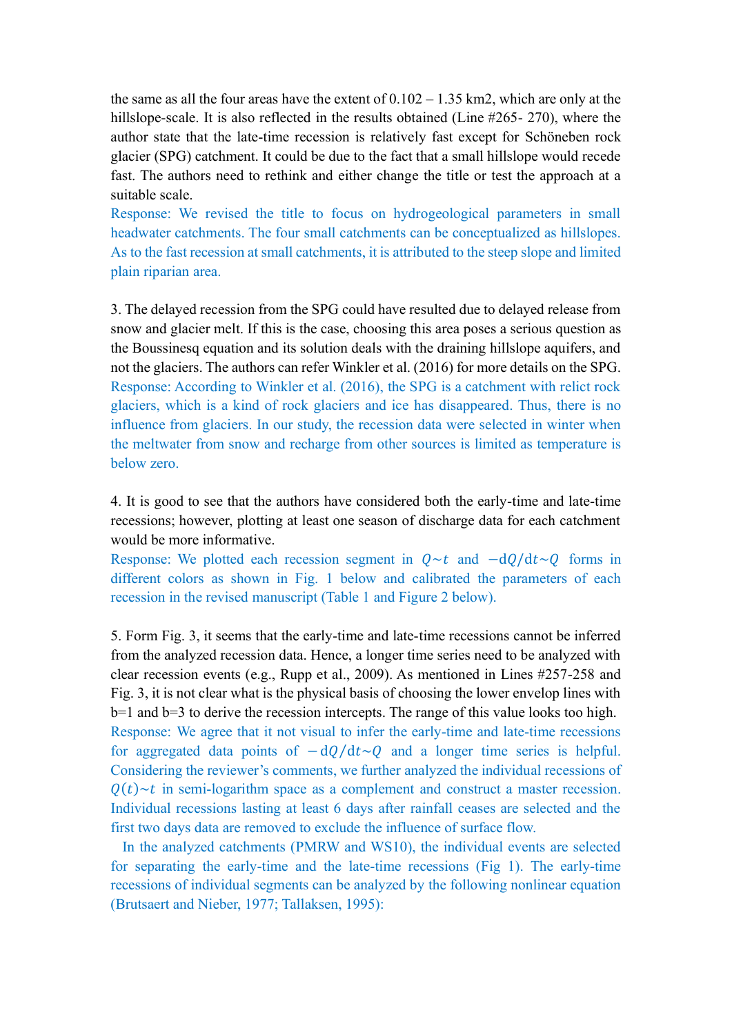the same as all the four areas have the extent of 0.102 – 1.35 km2, which are only at the hillslope-scale. It is also reflected in the results obtained (Line #265- 270), where the author state that the late-time recession is relatively fast except for Schöneben rock glacier (SPG) catchment. It could be due to the fact that a small hillslope would recede fast. The authors need to rethink and either change the title or test the approach at a suitable scale.

Response: We revised the title to focus on hydrogeological parameters in small headwater catchments. The four small catchments can be conceptualized as hillslopes. As to the fast recession at small catchments, it is attributed to the steep slope and limited plain riparian area.

3. The delayed recession from the SPG could have resulted due to delayed release from snow and glacier melt. If this is the case, choosing this area poses a serious question as the Boussinesq equation and its solution deals with the draining hillslope aquifers, and not the glaciers. The authors can refer Winkler et al. (2016) for more details on the SPG.

Response: According to Winkler et al. (2016), the SPG is a catchment with relict rock glaciers, which is a kind of rock glaciers and ice has disappeared. Thus, there is no influence from glaciers. In our study, the recession data were selected in winter when the meltwater from snow and recharge from other sources is limited as temperature is below zero.

4. It is good to see that the authors have considered both the early-time and late-time recessions; however, plotting at least one season of discharge data for each catchment would be more informative.

Response: We plotted each recession segment in $Q \sim t$ and $-\mathrm{d}Q/\mathrm{d}t \sim Q$ forms in different colors as shown in Fig. 1 below and calibrated the parameters of each recession in the revised manuscript (Table 1 and Figure 2 below).

5. Form Fig. 3, it seems that the early-time and late-time recessions cannot be inferred from the analyzed recession data. Hence, a longer time series need to be analyzed with clear recession events (e.g., Rupp et al., 2009). As mentioned in Lines #257-258 and Fig. 3, it is not clear what is the physical basis of choosing the lower envelop lines with b=1 and b=3 to derive the recession intercepts. The range of this value looks too high.

Response: We agree that it not visual to infer the early-time and late-time recessions for aggregated data points of $-\mathrm{d}Q/\mathrm{d}t \sim Q$ and a longer time series is helpful. Considering the reviewer's comments, we further analyzed the individual recessions of $Q(t) \sim t$ in semi-logarithm space as a complement and construct a master recession. Individual recessions lasting at least 6 days after rainfall ceases are selected and the first two days data are removed to exclude the influence of surface flow.

In the analyzed catchments (PMRW and WS10), the individual events are selected for separating the early-time and the late-time recessions (Fig 1). The early-time recessions of individual segments can be analyzed by the following nonlinear equation (Brutsaert and Nieber, 1977; Tallaksen, 1995):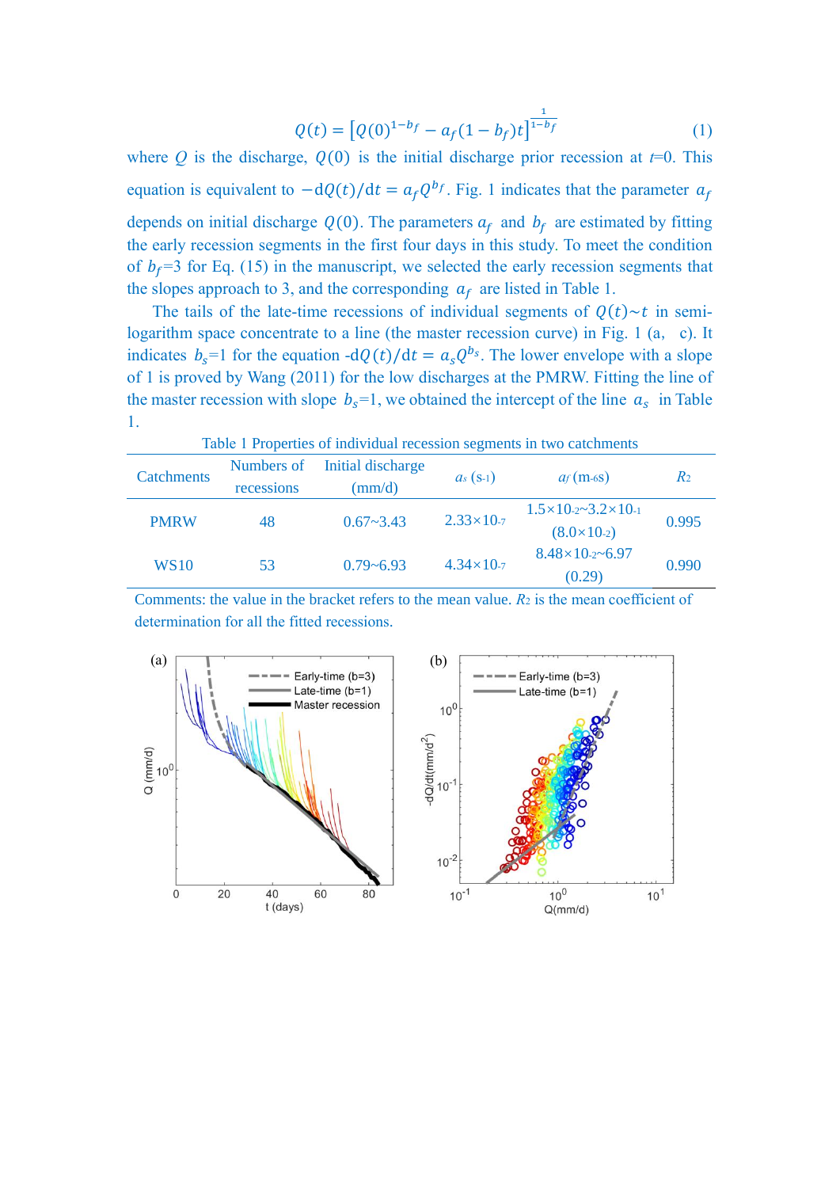$$Q(t) = \left[Q(0)^{1-b_f} - a_f(1-b_f)t\right]^{\frac{1}{1-b_f}} \tag{1}$$

where $Q$ is the discharge, $Q(0)$ is the initial discharge prior recession at $t$=0. This equation is equivalent to $-\mathrm{d}Q(t)/\mathrm{d}t = a_f Q^{b_f}$. Fig. 1 indicates that the parameter $a_f$ depends on initial discharge $Q(0)$. The parameters $a_f$ and $b_f$ are estimated by fitting the early recession segments in the first four days in this study. To meet the condition of $b_f$=3 for Eq. (15) in the manuscript, we selected the early recession segments that the slopes approach to 3, and the corresponding $a_f$ are listed in Table 1.

The tails of the late-time recessions of individual segments of $Q(t){\sim}t$ in semi-logarithm space concentrate to a line (the master recession curve) in Fig. 1 (a, c). It indicates $b_s$=1 for the equation $-\mathrm{d}Q(t)/\mathrm{d}t = a_s Q^{b_s}$. The lower envelope with a slope of 1 is proved by Wang (2011) for the low discharges at the PMRW. Fitting the line of the master recession with slope $b_s$=1, we obtained the intercept of the line $a_s$ in Table 1.

Table 1 Properties of individual recession segments in two catchments

| Catchments | Numbers of recessions | Initial discharge (mm/d) | $a_s$ ($s^{-1}$) | $a_f$ ($m^{-6}s$) | $R^2$ |
|---|---|---|---|---|---|
| PMRW | 48 | 0.67~3.43 | $2.33\times10^{-7}$ | $1.5\times10^{-2}$~$3.2\times10^{-1}$ ($8.0\times10^{-2}$) | 0.995 |
| WS10 | 53 | 0.79~6.93 | $4.34\times10^{-7}$ | $8.48\times10^{-2}$~6.97 (0.29) | 0.990 |

Comments: the value in the bracket refers to the mean value. $R^2$ is the mean coefficient of determination for all the fitted recessions.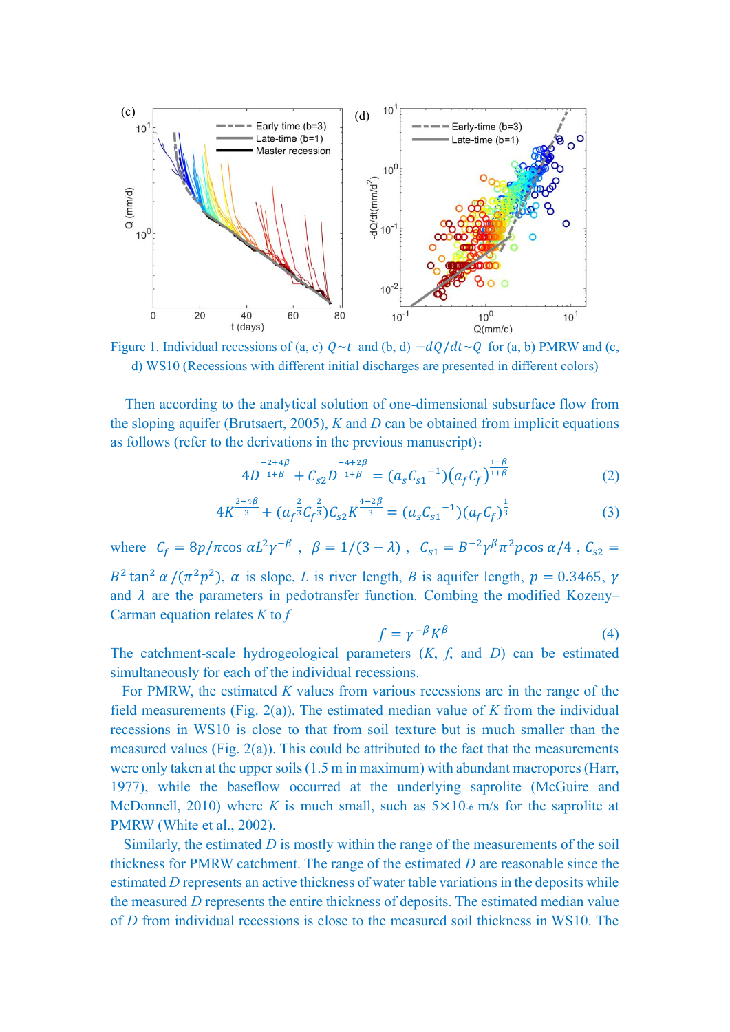Figure 1. Individual recessions of (a, c) $Q \sim t$ and (b, d) $-dQ/dt \sim Q$ for (a, b) PMRW and (c, d) WS10 (Recessions with different initial discharges are presented in different colors)

Then according to the analytical solution of one-dimensional subsurface flow from the sloping aquifer (Brutsaert, 2005), $K$ and $D$ can be obtained from implicit equations as follows (refer to the derivations in the previous manuscript)：

$$4D^{\frac{-2+4\beta}{1+\beta}} + C_{s2}D^{\frac{-4+2\beta}{1+\beta}} = (a_s C_{s1}{}^{-1})(a_f C_f)^{\frac{1-\beta}{1+\beta}} \tag{2}$$

$$4K^{\frac{2-4\beta}{3}} + (a_f^{\frac{2}{3}} C_f^{\frac{2}{3}})C_{s2}K^{\frac{4-2\beta}{3}} = (a_s C_{s1}{}^{-1})(a_f C_f)^{\frac{1}{3}} \tag{3}$$

where $C_f = 8p/\pi\cos\alpha L^2\gamma^{-\beta}$ , $\beta = 1/(3-\lambda)$ , $C_{s1} = B^{-2}\gamma^{\beta}\pi^2 p\cos\alpha/4$ , $C_{s2} = B^2\tan^2\alpha/(\pi^2 p^2)$, $\alpha$ is slope, $L$ is river length, $B$ is aquifer length, $p = 0.3465$, $\gamma$ and $\lambda$ are the parameters in pedotransfer function. Combing the modified Kozeny–Carman equation relates $K$ to $f$

$$f = \gamma^{-\beta}K^{\beta} \tag{4}$$

The catchment-scale hydrogeological parameters ($K$, $f$, and $D$) can be estimated simultaneously for each of the individual recessions.

For PMRW, the estimated $K$ values from various recessions are in the range of the field measurements (Fig. 2(a)). The estimated median value of $K$ from the individual recessions in WS10 is close to that from soil texture but is much smaller than the measured values (Fig. 2(a)). This could be attributed to the fact that the measurements were only taken at the upper soils (1.5 m in maximum) with abundant macropores (Harr, 1977), while the baseflow occurred at the underlying saprolite (McGuire and McDonnell, 2010) where $K$ is much small, such as $5\times10^{-6}$ m/s for the saprolite at PMRW (White et al., 2002).

Similarly, the estimated $D$ is mostly within the range of the measurements of the soil thickness for PMRW catchment. The range of the estimated $D$ are reasonable since the estimated $D$ represents an active thickness of water table variations in the deposits while the measured $D$ represents the entire thickness of deposits. The estimated median value of $D$ from individual recessions is close to the measured soil thickness in WS10. The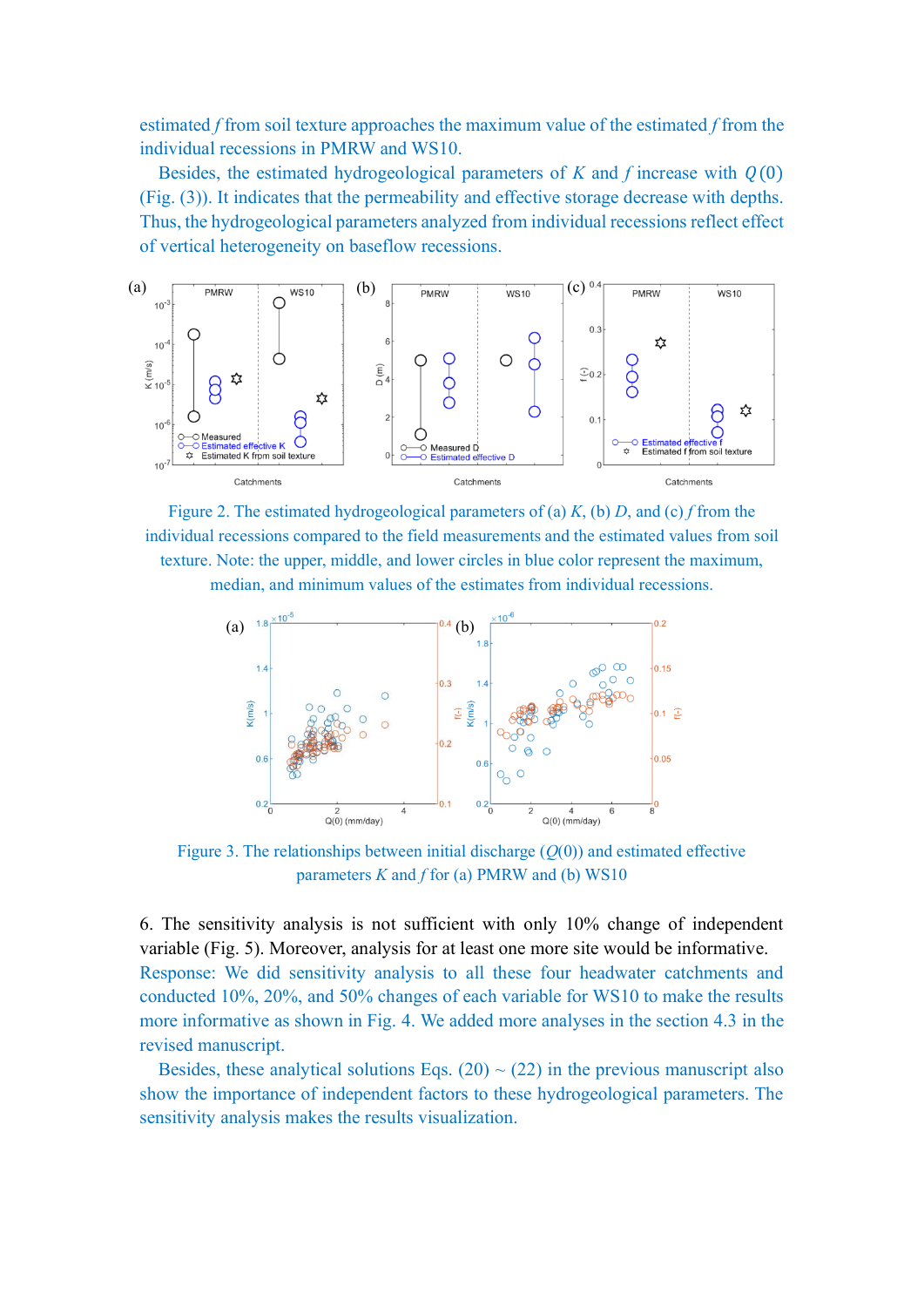estimated $f$ from soil texture approaches the maximum value of the estimated $f$ from the individual recessions in PMRW and WS10.

Besides, the estimated hydrogeological parameters of $K$ and $f$ increase with $Q(0)$ (Fig. (3)). It indicates that the permeability and effective storage decrease with depths. Thus, the hydrogeological parameters analyzed from individual recessions reflect effect of vertical heterogeneity on baseflow recessions.

Figure 2. The estimated hydrogeological parameters of (a) $K$, (b) $D$, and (c) $f$ from the individual recessions compared to the field measurements and the estimated values from soil texture. Note: the upper, middle, and lower circles in blue color represent the maximum, median, and minimum values of the estimates from individual recessions.

Figure 3. The relationships between initial discharge ($Q(0)$) and estimated effective parameters $K$ and $f$ for (a) PMRW and (b) WS10

6. The sensitivity analysis is not sufficient with only 10% change of independent variable (Fig. 5). Moreover, analysis for at least one more site would be informative.

Response: We did sensitivity analysis to all these four headwater catchments and conducted 10%, 20%, and 50% changes of each variable for WS10 to make the results more informative as shown in Fig. 4. We added more analyses in the section 4.3 in the revised manuscript.

Besides, these analytical solutions Eqs. (20) ~ (22) in the previous manuscript also show the importance of independent factors to these hydrogeological parameters. The sensitivity analysis makes the results visualization.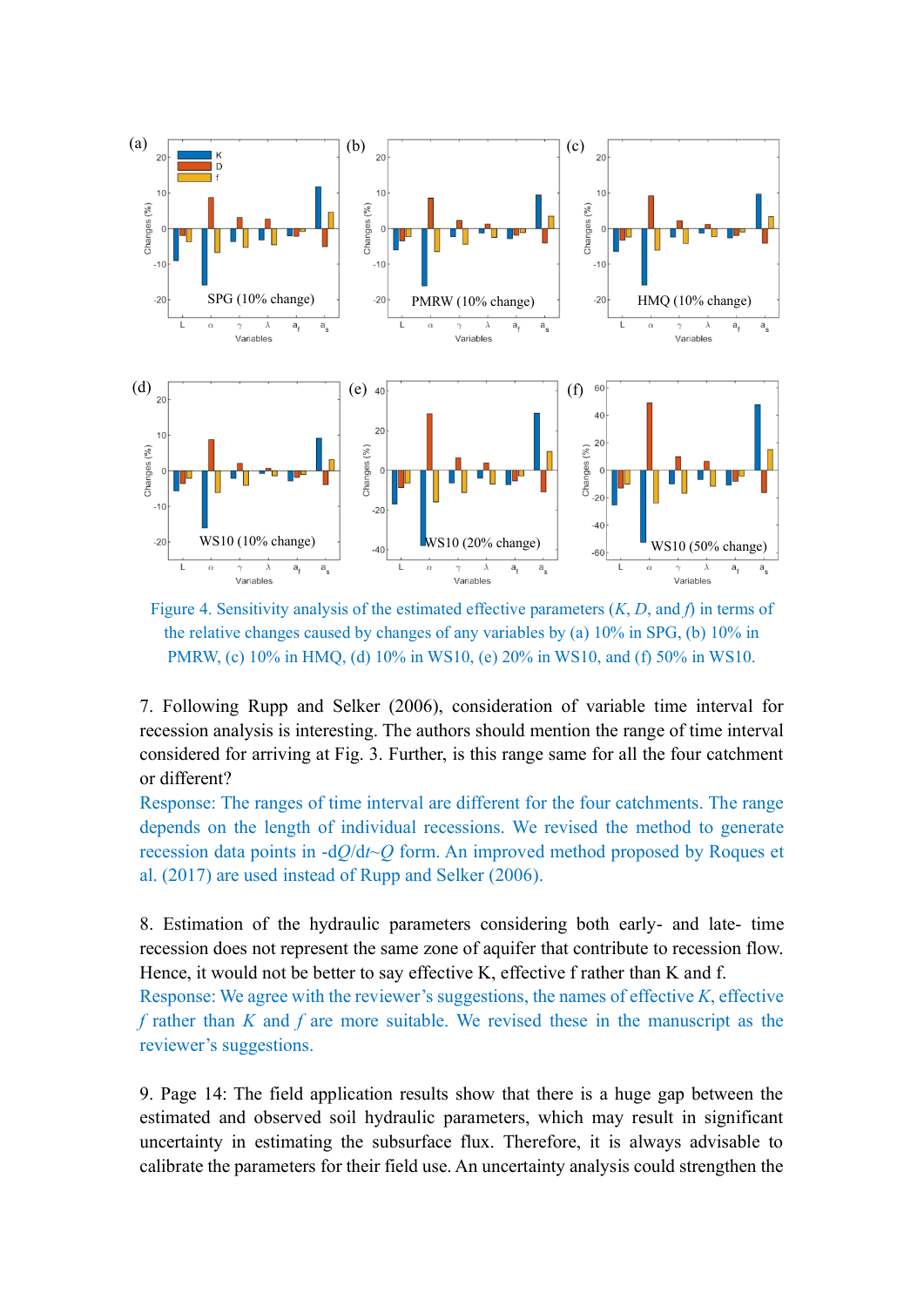Figure 4. Sensitivity analysis of the estimated effective parameters ($K$, $D$, and $f$) in terms of the relative changes caused by changes of any variables by (a) 10% in SPG, (b) 10% in PMRW, (c) 10% in HMQ, (d) 10% in WS10, (e) 20% in WS10, and (f) 50% in WS10.

7. Following Rupp and Selker (2006), consideration of variable time interval for recession analysis is interesting. The authors should mention the range of time interval considered for arriving at Fig. 3. Further, is this range same for all the four catchment or different?

Response: The ranges of time interval are different for the four catchments. The range depends on the length of individual recessions. We revised the method to generate recession data points in $-dQ/dt \sim Q$ form. An improved method proposed by Roques et al. (2017) are used instead of Rupp and Selker (2006).

8. Estimation of the hydraulic parameters considering both early- and late- time recession does not represent the same zone of aquifer that contribute to recession flow. Hence, it would not be better to say effective K, effective f rather than K and f.

Response: We agree with the reviewer's suggestions, the names of effective $K$, effective $f$ rather than $K$ and $f$ are more suitable. We revised these in the manuscript as the reviewer's suggestions.

9. Page 14: The field application results show that there is a huge gap between the estimated and observed soil hydraulic parameters, which may result in significant uncertainty in estimating the subsurface flux. Therefore, it is always advisable to calibrate the parameters for their field use. An uncertainty analysis could strengthen the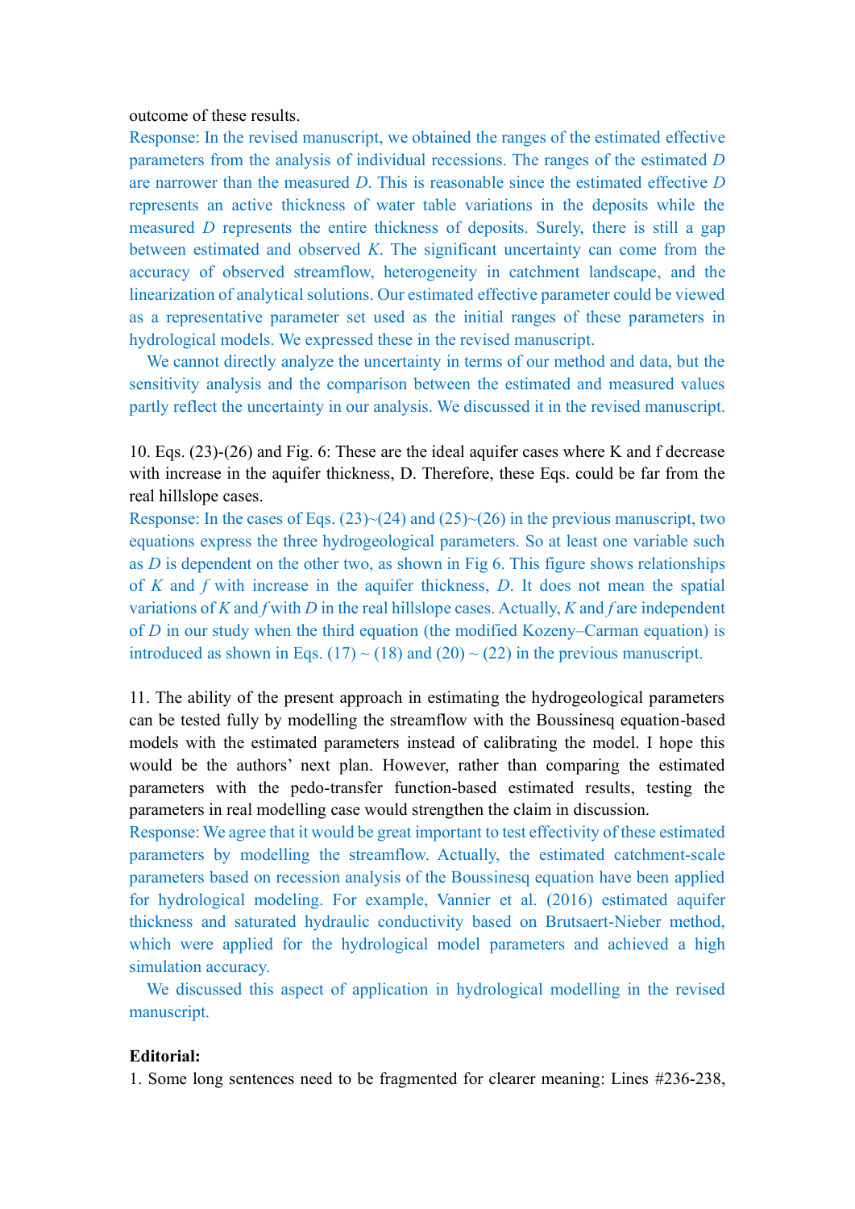outcome of these results.

Response: In the revised manuscript, we obtained the ranges of the estimated effective parameters from the analysis of individual recessions. The ranges of the estimated $D$ are narrower than the measured $D$. This is reasonable since the estimated effective $D$ represents an active thickness of water table variations in the deposits while the measured $D$ represents the entire thickness of deposits. Surely, there is still a gap between estimated and observed $K$. The significant uncertainty can come from the accuracy of observed streamflow, heterogeneity in catchment landscape, and the linearization of analytical solutions. Our estimated effective parameter could be viewed as a representative parameter set used as the initial ranges of these parameters in hydrological models. We expressed these in the revised manuscript.

We cannot directly analyze the uncertainty in terms of our method and data, but the sensitivity analysis and the comparison between the estimated and measured values partly reflect the uncertainty in our analysis. We discussed it in the revised manuscript.

10. Eqs. (23)-(26) and Fig. 6: These are the ideal aquifer cases where K and f decrease with increase in the aquifer thickness, D. Therefore, these Eqs. could be far from the real hillslope cases.

Response: In the cases of Eqs. (23)~(24) and (25)~(26) in the previous manuscript, two equations express the three hydrogeological parameters. So at least one variable such as $D$ is dependent on the other two, as shown in Fig 6. This figure shows relationships of $K$ and $f$ with increase in the aquifer thickness, $D$. It does not mean the spatial variations of $K$ and $f$ with $D$ in the real hillslope cases. Actually, $K$ and $f$ are independent of $D$ in our study when the third equation (the modified Kozeny–Carman equation) is introduced as shown in Eqs. (17) ~ (18) and (20) ~ (22) in the previous manuscript.

11. The ability of the present approach in estimating the hydrogeological parameters can be tested fully by modelling the streamflow with the Boussinesq equation-based models with the estimated parameters instead of calibrating the model. I hope this would be the authors' next plan. However, rather than comparing the estimated parameters with the pedo-transfer function-based estimated results, testing the parameters in real modelling case would strengthen the claim in discussion.

Response: We agree that it would be great important to test effectivity of these estimated parameters by modelling the streamflow. Actually, the estimated catchment-scale parameters based on recession analysis of the Boussinesq equation have been applied for hydrological modeling. For example, Vannier et al. (2016) estimated aquifer thickness and saturated hydraulic conductivity based on Brutsaert-Nieber method, which were applied for the hydrological model parameters and achieved a high simulation accuracy.

We discussed this aspect of application in hydrological modelling in the revised manuscript.

**Editorial:**

1. Some long sentences need to be fragmented for clearer meaning: Lines #236-238,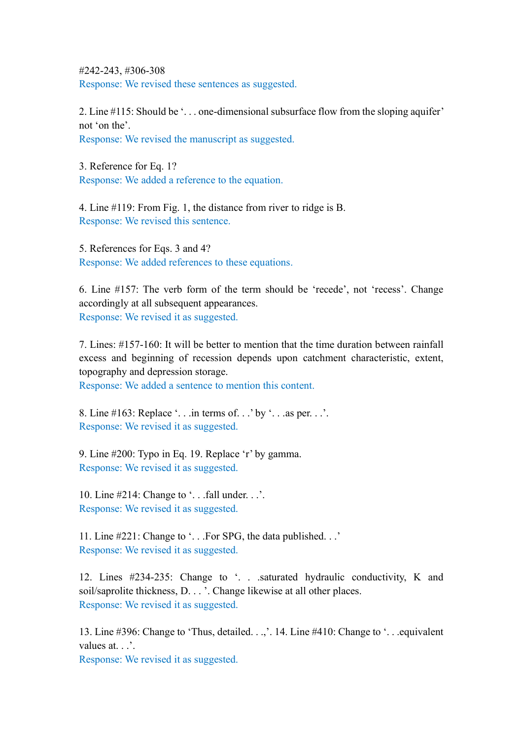#242-243, #306-308

Response: We revised these sentences as suggested.

2. Line #115: Should be '. . . one-dimensional subsurface flow from the sloping aquifer' not 'on the'.

Response: We revised the manuscript as suggested.

3. Reference for Eq. 1?

Response: We added a reference to the equation.

4. Line #119: From Fig. 1, the distance from river to ridge is B.

Response: We revised this sentence.

5. References for Eqs. 3 and 4?

Response: We added references to these equations.

6. Line #157: The verb form of the term should be 'recede', not 'recess'. Change accordingly at all subsequent appearances.

Response: We revised it as suggested.

7. Lines: #157-160: It will be better to mention that the time duration between rainfall excess and beginning of recession depends upon catchment characteristic, extent, topography and depression storage.

Response: We added a sentence to mention this content.

8. Line #163: Replace '. . .in terms of. . .' by '. . .as per. . .'.

Response: We revised it as suggested.

9. Line #200: Typo in Eq. 19. Replace 'r' by gamma.

Response: We revised it as suggested.

10. Line #214: Change to '. . .fall under. . .'.

Response: We revised it as suggested.

11. Line #221: Change to '. . .For SPG, the data published. . .'

Response: We revised it as suggested.

12. Lines #234-235: Change to '. . .saturated hydraulic conductivity, K and soil/saprolite thickness, D. . . '. Change likewise at all other places.

Response: We revised it as suggested.

13. Line #396: Change to 'Thus, detailed. . .,'. 14. Line #410: Change to '. . .equivalent values at. . .'.

Response: We revised it as suggested.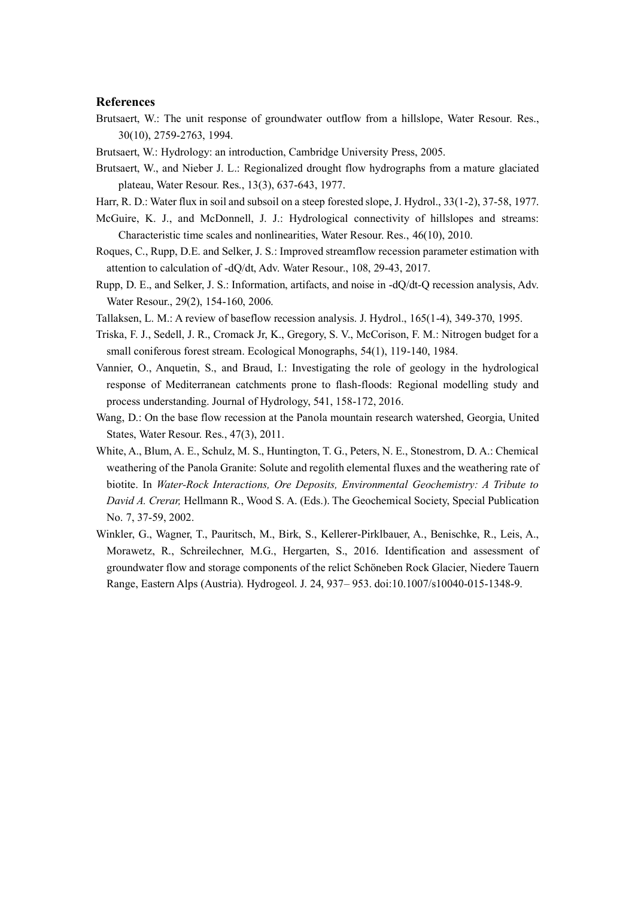## References

Brutsaert, W.: The unit response of groundwater outflow from a hillslope, Water Resour. Res., 30(10), 2759-2763, 1994.

Brutsaert, W.: Hydrology: an introduction, Cambridge University Press, 2005.

Brutsaert, W., and Nieber J. L.: Regionalized drought flow hydrographs from a mature glaciated plateau, Water Resour. Res., 13(3), 637-643, 1977.

Harr, R. D.: Water flux in soil and subsoil on a steep forested slope, J. Hydrol., 33(1-2), 37-58, 1977.

McGuire, K. J., and McDonnell, J. J.: Hydrological connectivity of hillslopes and streams: Characteristic time scales and nonlinearities, Water Resour. Res., 46(10), 2010.

Roques, C., Rupp, D.E. and Selker, J. S.: Improved streamflow recession parameter estimation with attention to calculation of -dQ/dt, Adv. Water Resour., 108, 29-43, 2017.

Rupp, D. E., and Selker, J. S.: Information, artifacts, and noise in -dQ/dt-Q recession analysis, Adv. Water Resour., 29(2), 154-160, 2006.

Tallaksen, L. M.: A review of baseflow recession analysis. J. Hydrol., 165(1-4), 349-370, 1995.

Triska, F. J., Sedell, J. R., Cromack Jr, K., Gregory, S. V., McCorison, F. M.: Nitrogen budget for a small coniferous forest stream. Ecological Monographs, 54(1), 119-140, 1984.

Vannier, O., Anquetin, S., and Braud, I.: Investigating the role of geology in the hydrological response of Mediterranean catchments prone to flash-floods: Regional modelling study and process understanding. Journal of Hydrology, 541, 158-172, 2016.

Wang, D.: On the base flow recession at the Panola mountain research watershed, Georgia, United States, Water Resour. Res., 47(3), 2011.

White, A., Blum, A. E., Schulz, M. S., Huntington, T. G., Peters, N. E., Stonestrom, D. A.: Chemical weathering of the Panola Granite: Solute and regolith elemental fluxes and the weathering rate of biotite. In *Water-Rock Interactions, Ore Deposits, Environmental Geochemistry: A Tribute to David A. Crerar,* Hellmann R., Wood S. A. (Eds.). The Geochemical Society, Special Publication No. 7, 37-59, 2002.

Winkler, G., Wagner, T., Pauritsch, M., Birk, S., Kellerer-Pirklbauer, A., Benischke, R., Leis, A., Morawetz, R., Schreilechner, M.G., Hergarten, S., 2016. Identification and assessment of groundwater flow and storage components of the relict Schöneben Rock Glacier, Niedere Tauern Range, Eastern Alps (Austria). Hydrogeol. J. 24, 937– 953. doi:10.1007/s10040-015-1348-9.